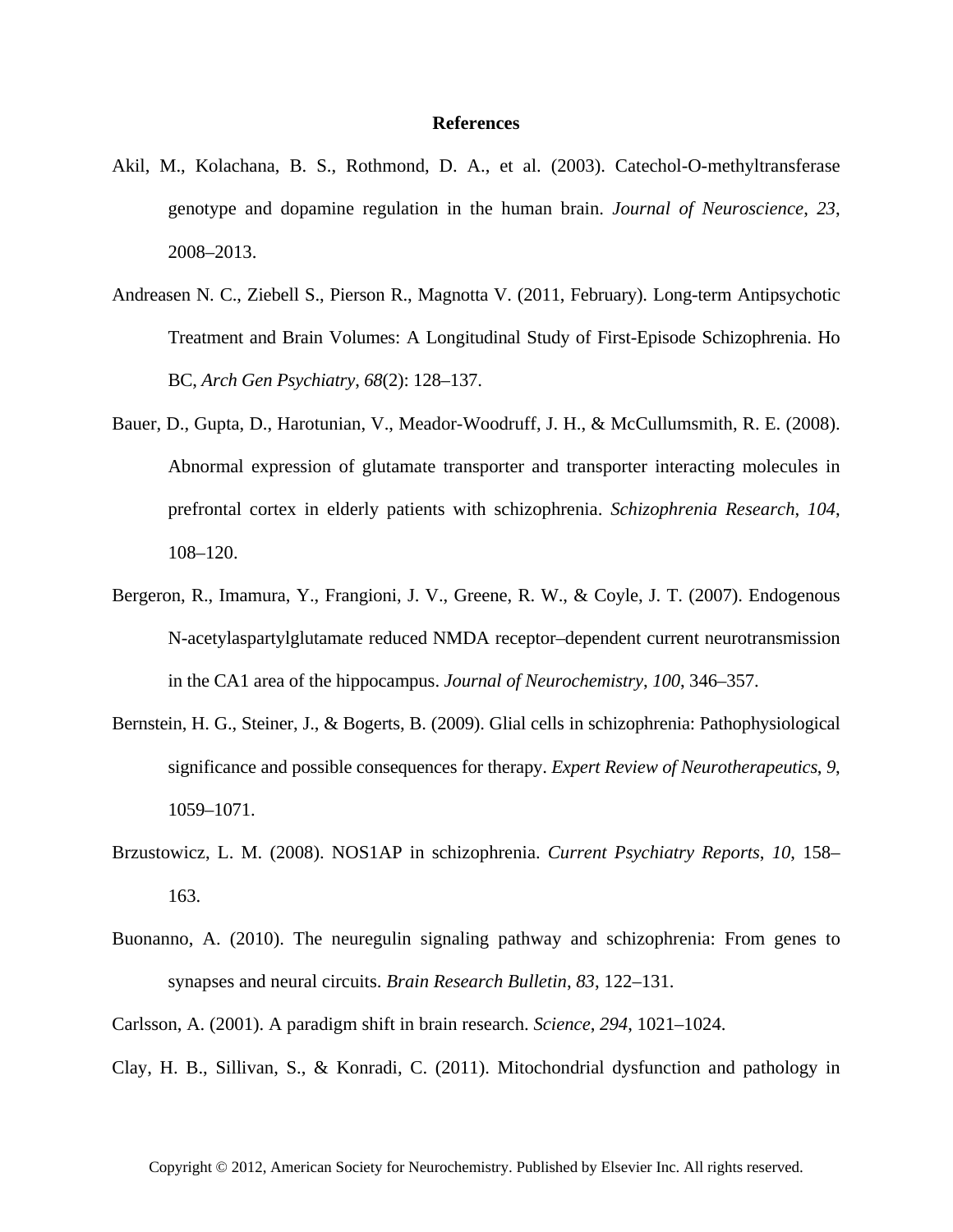# References

Akil, M., Kolachana, B. S., Rothmond, D. A., et al. (2003). Catechol-O-methyltransferase genotype and dopamine regulation in the human brain. *Journal of Neuroscience*, *23*, 2008–2013.

Andreasen N. C., Ziebell S., Pierson R., Magnotta V. (2011, February). Long-term Antipsychotic Treatment and Brain Volumes: A Longitudinal Study of First-Episode Schizophrenia. Ho BC, *Arch Gen Psychiatry*, *68*(2): 128–137.

Bauer, D., Gupta, D., Harotunian, V., Meador-Woodruff, J. H., & McCullumsmith, R. E. (2008). Abnormal expression of glutamate transporter and transporter interacting molecules in prefrontal cortex in elderly patients with schizophrenia. *Schizophrenia Research*, *104*, 108–120.

Bergeron, R., Imamura, Y., Frangioni, J. V., Greene, R. W., & Coyle, J. T. (2007). Endogenous N-acetylaspartylglutamate reduced NMDA receptor–dependent current neurotransmission in the CA1 area of the hippocampus. *Journal of Neurochemistry*, *100*, 346–357.

Bernstein, H. G., Steiner, J., & Bogerts, B. (2009). Glial cells in schizophrenia: Pathophysiological significance and possible consequences for therapy. *Expert Review of Neurotherapeutics*, *9*, 1059–1071.

Brzustowicz, L. M. (2008). NOS1AP in schizophrenia. *Current Psychiatry Reports*, *10*, 158–163.

Buonanno, A. (2010). The neuregulin signaling pathway and schizophrenia: From genes to synapses and neural circuits. *Brain Research Bulletin*, *83*, 122–131.

Carlsson, A. (2001). A paradigm shift in brain research. *Science*, *294*, 1021–1024.

Clay, H. B., Sillivan, S., & Konradi, C. (2011). Mitochondrial dysfunction and pathology in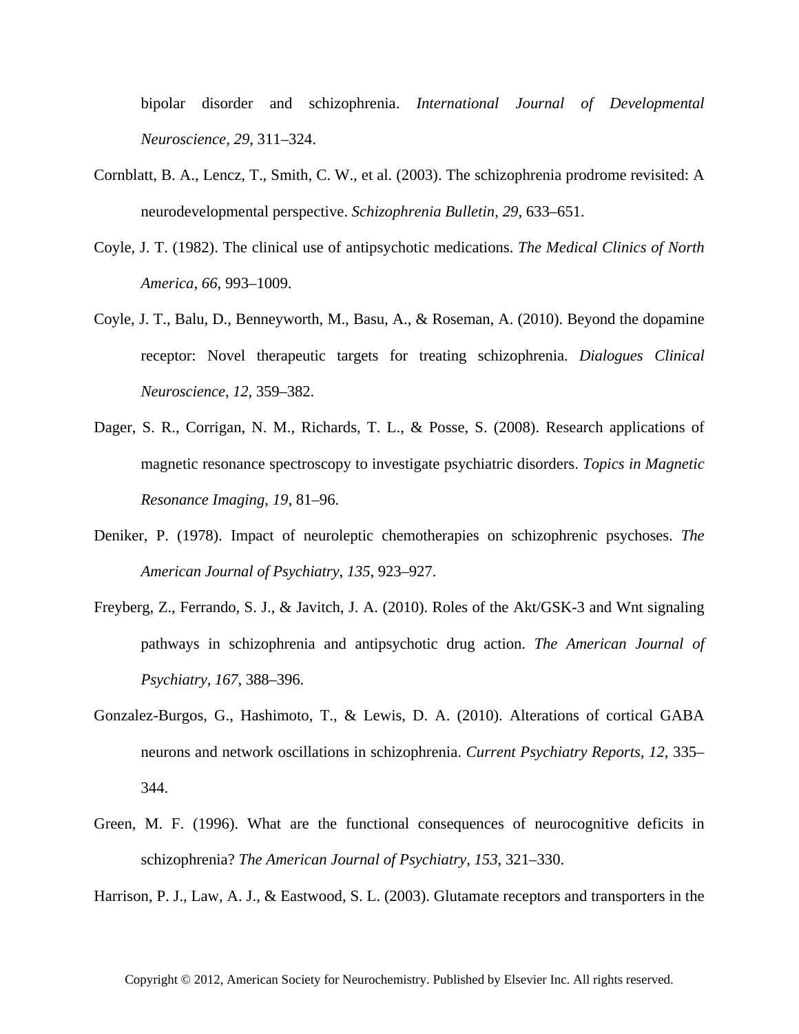bipolar disorder and schizophrenia. *International Journal of Developmental Neuroscience*, *29*, 311–324.

Cornblatt, B. A., Lencz, T., Smith, C. W., et al. (2003). The schizophrenia prodrome revisited: A neurodevelopmental perspective. *Schizophrenia Bulletin*, *29*, 633–651.

Coyle, J. T. (1982). The clinical use of antipsychotic medications. *The Medical Clinics of North America*, *66*, 993–1009.

Coyle, J. T., Balu, D., Benneyworth, M., Basu, A., & Roseman, A. (2010). Beyond the dopamine receptor: Novel therapeutic targets for treating schizophrenia. *Dialogues Clinical Neuroscience*, *12*, 359–382.

Dager, S. R., Corrigan, N. M., Richards, T. L., & Posse, S. (2008). Research applications of magnetic resonance spectroscopy to investigate psychiatric disorders. *Topics in Magnetic Resonance Imaging*, *19*, 81–96.

Deniker, P. (1978). Impact of neuroleptic chemotherapies on schizophrenic psychoses. *The American Journal of Psychiatry*, *135*, 923–927.

Freyberg, Z., Ferrando, S. J., & Javitch, J. A. (2010). Roles of the Akt/GSK-3 and Wnt signaling pathways in schizophrenia and antipsychotic drug action. *The American Journal of Psychiatry*, *167*, 388–396.

Gonzalez-Burgos, G., Hashimoto, T., & Lewis, D. A. (2010). Alterations of cortical GABA neurons and network oscillations in schizophrenia. *Current Psychiatry Reports*, *12*, 335–344.

Green, M. F. (1996). What are the functional consequences of neurocognitive deficits in schizophrenia? *The American Journal of Psychiatry*, *153*, 321–330.

Harrison, P. J., Law, A. J., & Eastwood, S. L. (2003). Glutamate receptors and transporters in the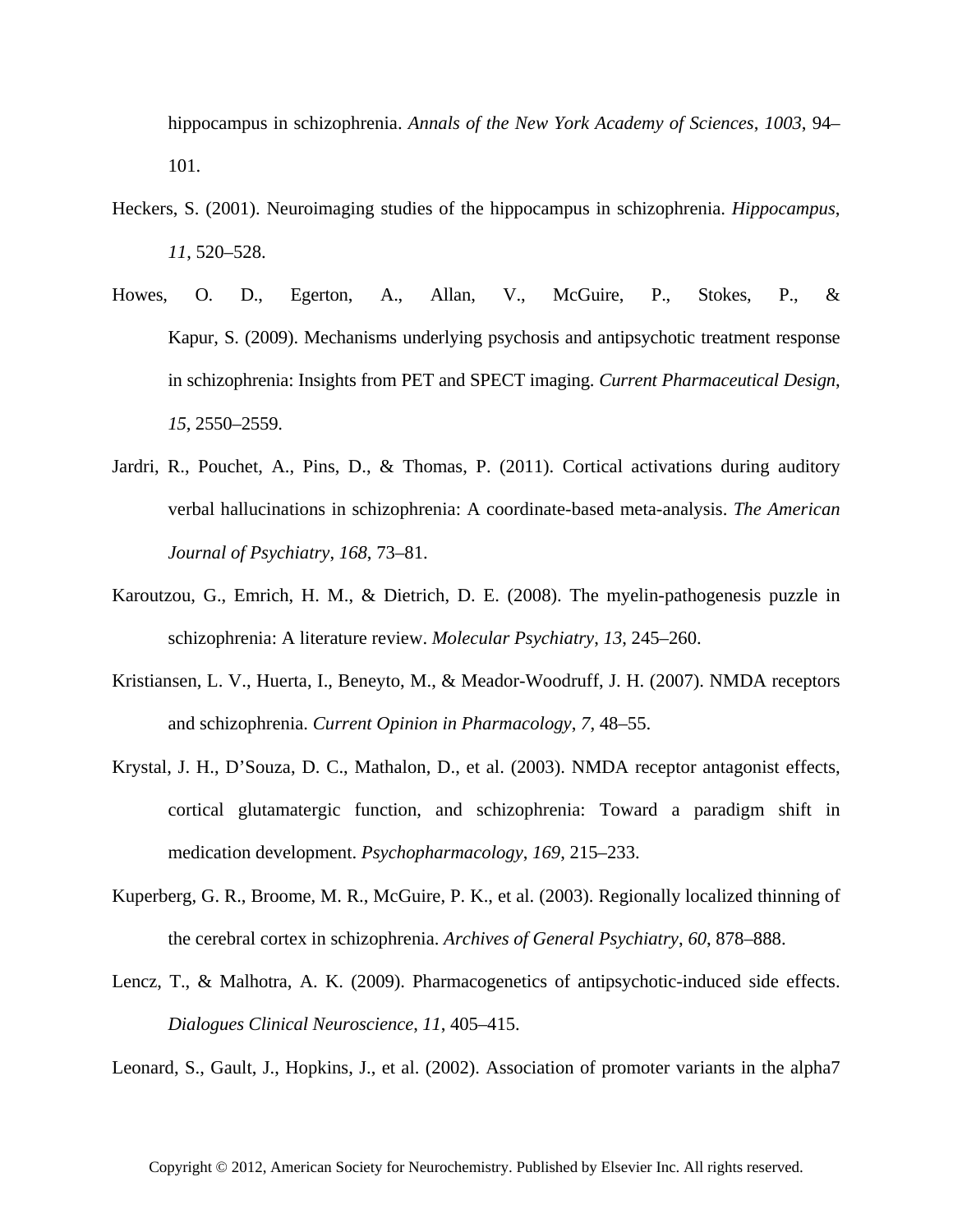hippocampus in schizophrenia. *Annals of the New York Academy of Sciences*, *1003*, 94–101.

Heckers, S. (2001). Neuroimaging studies of the hippocampus in schizophrenia. *Hippocampus*, *11*, 520–528.

Howes, O. D., Egerton, A., Allan, V., McGuire, P., Stokes, P., & Kapur, S. (2009). Mechanisms underlying psychosis and antipsychotic treatment response in schizophrenia: Insights from PET and SPECT imaging. *Current Pharmaceutical Design*, *15*, 2550–2559.

Jardri, R., Pouchet, A., Pins, D., & Thomas, P. (2011). Cortical activations during auditory verbal hallucinations in schizophrenia: A coordinate-based meta-analysis. *The American Journal of Psychiatry*, *168*, 73–81.

Karoutzou, G., Emrich, H. M., & Dietrich, D. E. (2008). The myelin-pathogenesis puzzle in schizophrenia: A literature review. *Molecular Psychiatry*, *13*, 245–260.

Kristiansen, L. V., Huerta, I., Beneyto, M., & Meador-Woodruff, J. H. (2007). NMDA receptors and schizophrenia. *Current Opinion in Pharmacology*, *7*, 48–55.

Krystal, J. H., D'Souza, D. C., Mathalon, D., et al. (2003). NMDA receptor antagonist effects, cortical glutamatergic function, and schizophrenia: Toward a paradigm shift in medication development. *Psychopharmacology*, *169*, 215–233.

Kuperberg, G. R., Broome, M. R., McGuire, P. K., et al. (2003). Regionally localized thinning of the cerebral cortex in schizophrenia. *Archives of General Psychiatry*, *60*, 878–888.

Lencz, T., & Malhotra, A. K. (2009). Pharmacogenetics of antipsychotic-induced side effects. *Dialogues Clinical Neuroscience*, *11*, 405–415.

Leonard, S., Gault, J., Hopkins, J., et al. (2002). Association of promoter variants in the alpha7

Copyright © 2012, American Society for Neurochemistry. Published by Elsevier Inc. All rights reserved.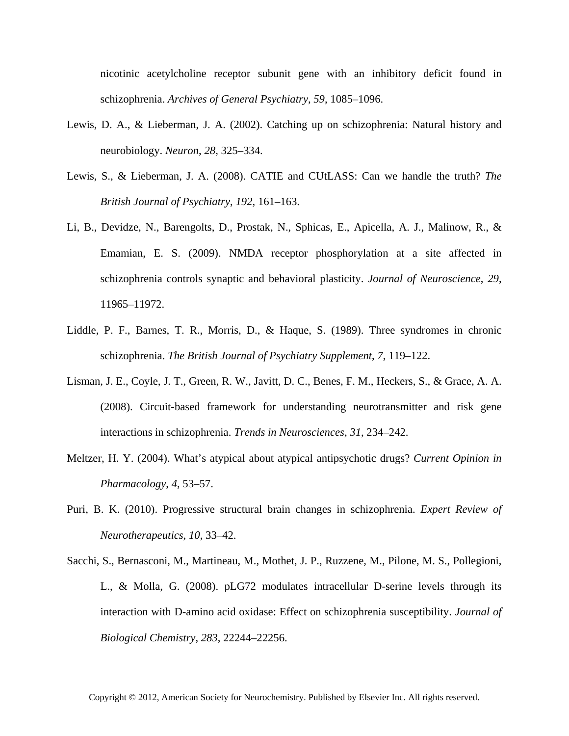nicotinic acetylcholine receptor subunit gene with an inhibitory deficit found in schizophrenia. *Archives of General Psychiatry*, *59*, 1085–1096.

Lewis, D. A., & Lieberman, J. A. (2002). Catching up on schizophrenia: Natural history and neurobiology. *Neuron*, *28*, 325–334.

Lewis, S., & Lieberman, J. A. (2008). CATIE and CUtLASS: Can we handle the truth? *The British Journal of Psychiatry*, *192*, 161–163.

Li, B., Devidze, N., Barengolts, D., Prostak, N., Sphicas, E., Apicella, A. J., Malinow, R., & Emamian, E. S. (2009). NMDA receptor phosphorylation at a site affected in schizophrenia controls synaptic and behavioral plasticity. *Journal of Neuroscience*, *29*, 11965–11972.

Liddle, P. F., Barnes, T. R., Morris, D., & Haque, S. (1989). Three syndromes in chronic schizophrenia. *The British Journal of Psychiatry Supplement*, *7*, 119–122.

Lisman, J. E., Coyle, J. T., Green, R. W., Javitt, D. C., Benes, F. M., Heckers, S., & Grace, A. A. (2008). Circuit-based framework for understanding neurotransmitter and risk gene interactions in schizophrenia. *Trends in Neurosciences*, *31*, 234–242.

Meltzer, H. Y. (2004). What's atypical about atypical antipsychotic drugs? *Current Opinion in Pharmacology*, *4*, 53–57.

Puri, B. K. (2010). Progressive structural brain changes in schizophrenia. *Expert Review of Neurotherapeutics*, *10*, 33–42.

Sacchi, S., Bernasconi, M., Martineau, M., Mothet, J. P., Ruzzene, M., Pilone, M. S., Pollegioni, L., & Molla, G. (2008). pLG72 modulates intracellular D-serine levels through its interaction with D-amino acid oxidase: Effect on schizophrenia susceptibility. *Journal of Biological Chemistry*, *283*, 22244–22256.

Copyright © 2012, American Society for Neurochemistry. Published by Elsevier Inc. All rights reserved.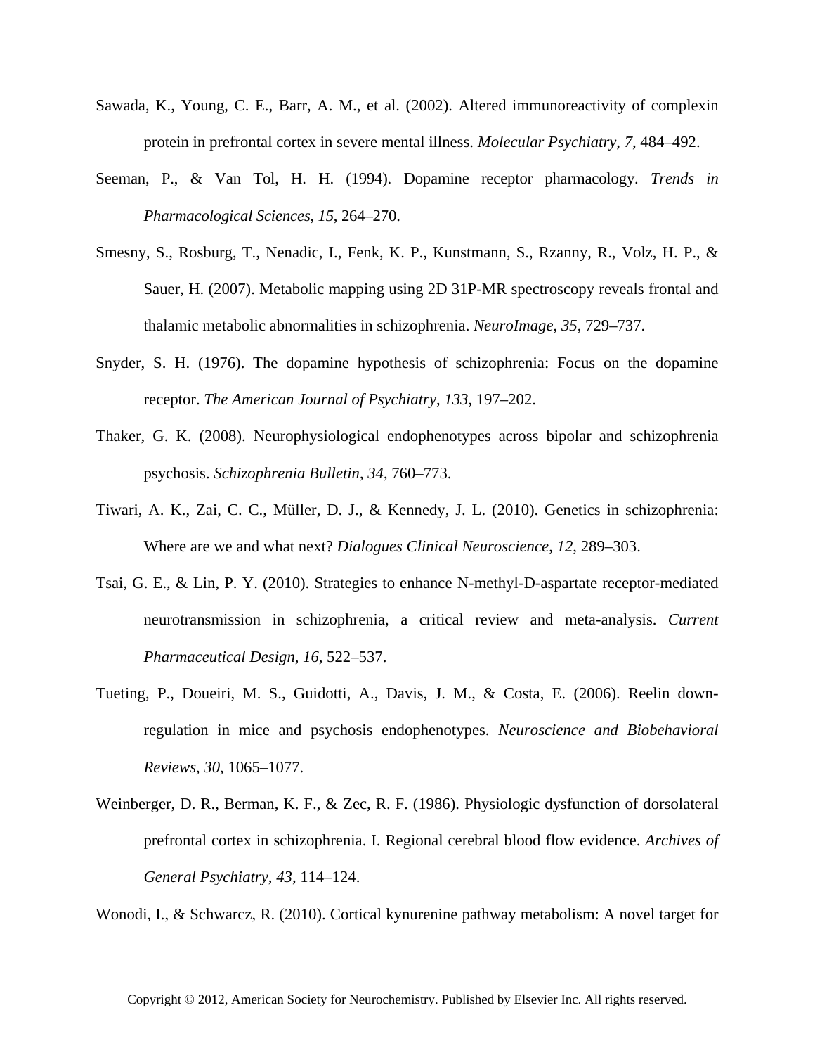Sawada, K., Young, C. E., Barr, A. M., et al. (2002). Altered immunoreactivity of complexin protein in prefrontal cortex in severe mental illness. *Molecular Psychiatry*, *7*, 484–492.

Seeman, P., & Van Tol, H. H. (1994). Dopamine receptor pharmacology. *Trends in Pharmacological Sciences*, *15*, 264–270.

Smesny, S., Rosburg, T., Nenadic, I., Fenk, K. P., Kunstmann, S., Rzanny, R., Volz, H. P., & Sauer, H. (2007). Metabolic mapping using 2D 31P-MR spectroscopy reveals frontal and thalamic metabolic abnormalities in schizophrenia. *NeuroImage*, *35*, 729–737.

Snyder, S. H. (1976). The dopamine hypothesis of schizophrenia: Focus on the dopamine receptor. *The American Journal of Psychiatry*, *133*, 197–202.

Thaker, G. K. (2008). Neurophysiological endophenotypes across bipolar and schizophrenia psychosis. *Schizophrenia Bulletin*, *34*, 760–773.

Tiwari, A. K., Zai, C. C., Müller, D. J., & Kennedy, J. L. (2010). Genetics in schizophrenia: Where are we and what next? *Dialogues Clinical Neuroscience*, *12*, 289–303.

Tsai, G. E., & Lin, P. Y. (2010). Strategies to enhance N-methyl-D-aspartate receptor-mediated neurotransmission in schizophrenia, a critical review and meta-analysis. *Current Pharmaceutical Design*, *16*, 522–537.

Tueting, P., Doueiri, M. S., Guidotti, A., Davis, J. M., & Costa, E. (2006). Reelin down-regulation in mice and psychosis endophenotypes. *Neuroscience and Biobehavioral Reviews*, *30*, 1065–1077.

Weinberger, D. R., Berman, K. F., & Zec, R. F. (1986). Physiologic dysfunction of dorsolateral prefrontal cortex in schizophrenia. I. Regional cerebral blood flow evidence. *Archives of General Psychiatry*, *43*, 114–124.

Wonodi, I., & Schwarcz, R. (2010). Cortical kynurenine pathway metabolism: A novel target for

Copyright © 2012, American Society for Neurochemistry. Published by Elsevier Inc. All rights reserved.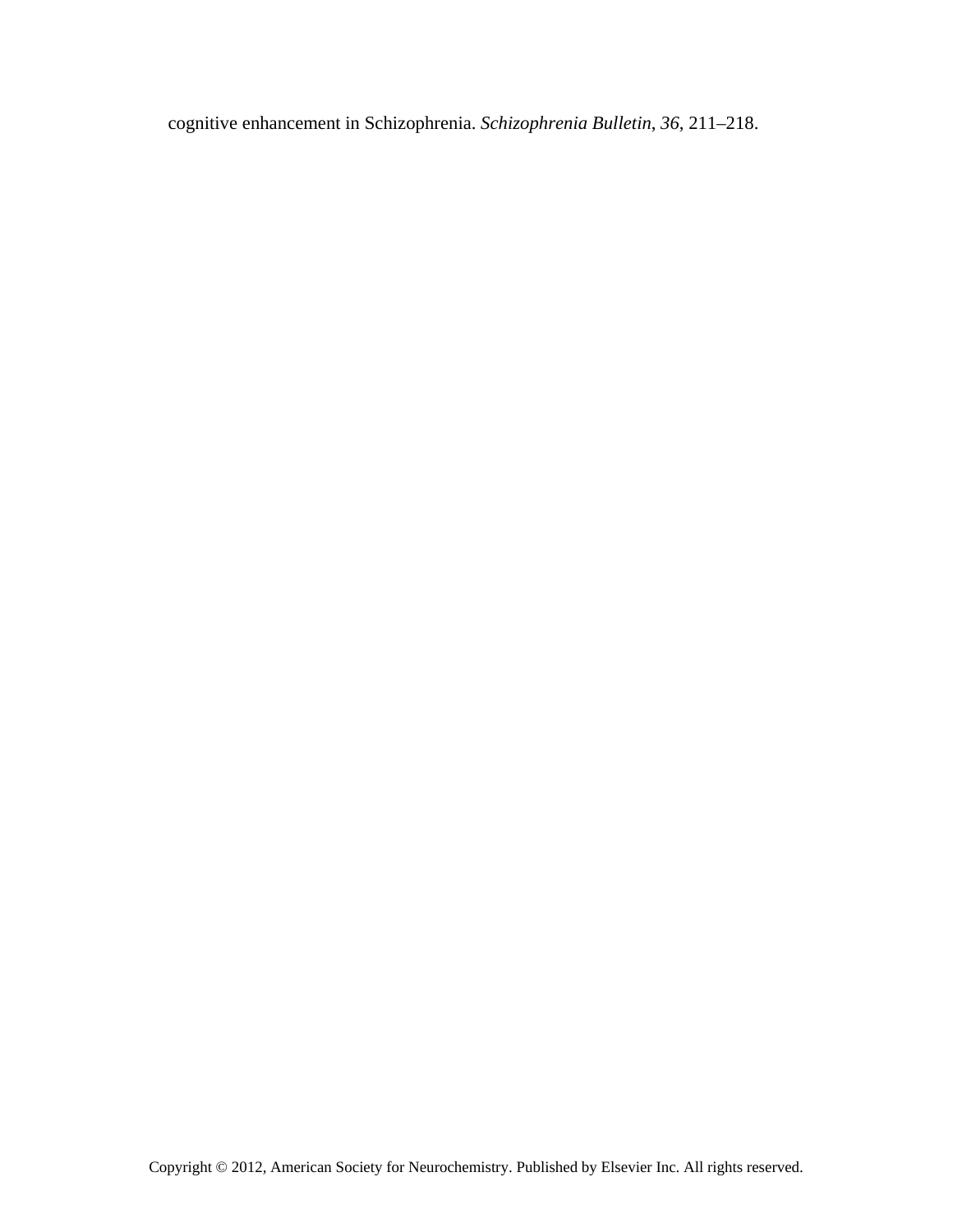cognitive enhancement in Schizophrenia. *Schizophrenia Bulletin*, *36*, 211–218.

Copyright © 2012, American Society for Neurochemistry. Published by Elsevier Inc. All rights reserved.